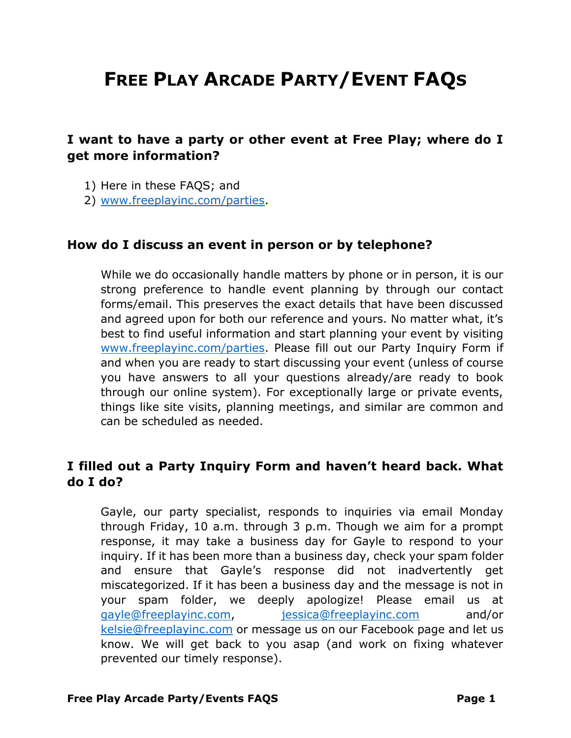# Free Play Arcade Party/Event FAQs

### I want to have a party or other event at Free Play; where do I get more information?

1) Here in these FAQS; and
2) www.freeplayinc.com/parties.

### How do I discuss an event in person or by telephone?

While we do occasionally handle matters by phone or in person, it is our strong preference to handle event planning by through our contact forms/email. This preserves the exact details that have been discussed and agreed upon for both our reference and yours. No matter what, it's best to find useful information and start planning your event by visiting www.freeplayinc.com/parties. Please fill out our Party Inquiry Form if and when you are ready to start discussing your event (unless of course you have answers to all your questions already/are ready to book through our online system). For exceptionally large or private events, things like site visits, planning meetings, and similar are common and can be scheduled as needed.

### I filled out a Party Inquiry Form and haven't heard back. What do I do?

Gayle, our party specialist, responds to inquiries via email Monday through Friday, 10 a.m. through 3 p.m. Though we aim for a prompt response, it may take a business day for Gayle to respond to your inquiry. If it has been more than a business day, check your spam folder and ensure that Gayle's response did not inadvertently get miscategorized. If it has been a business day and the message is not in your spam folder, we deeply apologize! Please email us at gayle@freeplayinc.com, jessica@freeplayinc.com and/or kelsie@freeplayinc.com or message us on our Facebook page and let us know. We will get back to you asap (and work on fixing whatever prevented our timely response).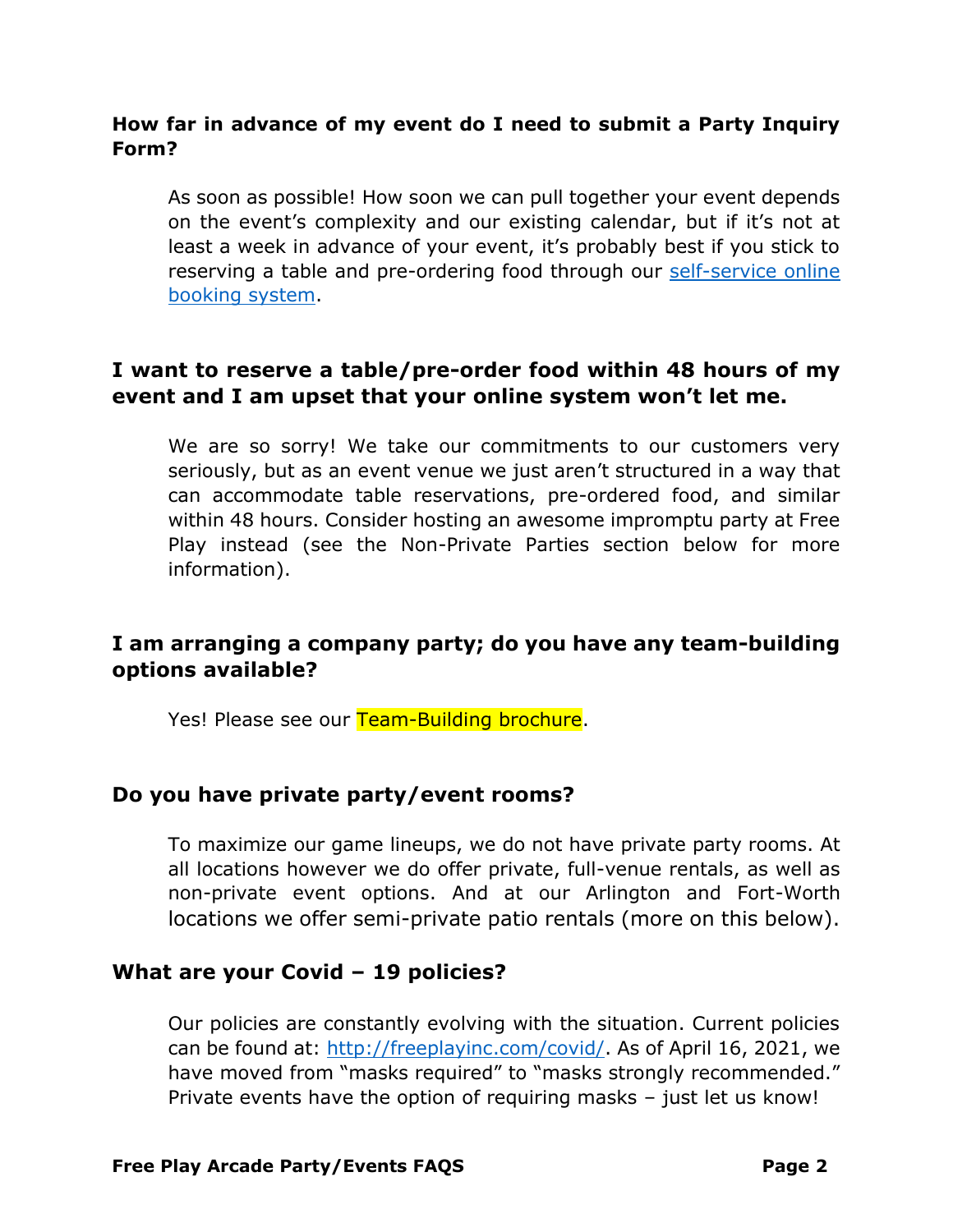### How far in advance of my event do I need to submit a Party Inquiry Form?

As soon as possible! How soon we can pull together your event depends on the event's complexity and our existing calendar, but if it's not at least a week in advance of your event, it's probably best if you stick to reserving a table and pre-ordering food through our self-service online booking system.

### I want to reserve a table/pre-order food within 48 hours of my event and I am upset that your online system won't let me.

We are so sorry! We take our commitments to our customers very seriously, but as an event venue we just aren't structured in a way that can accommodate table reservations, pre-ordered food, and similar within 48 hours. Consider hosting an awesome impromptu party at Free Play instead (see the Non-Private Parties section below for more information).

### I am arranging a company party; do you have any team-building options available?

Yes! Please see our Team-Building brochure.

### Do you have private party/event rooms?

To maximize our game lineups, we do not have private party rooms. At all locations however we do offer private, full-venue rentals, as well as non-private event options. And at our Arlington and Fort-Worth locations we offer semi-private patio rentals (more on this below).

### What are your Covid – 19 policies?

Our policies are constantly evolving with the situation. Current policies can be found at: http://freeplayinc.com/covid/. As of April 16, 2021, we have moved from "masks required" to "masks strongly recommended." Private events have the option of requiring masks – just let us know!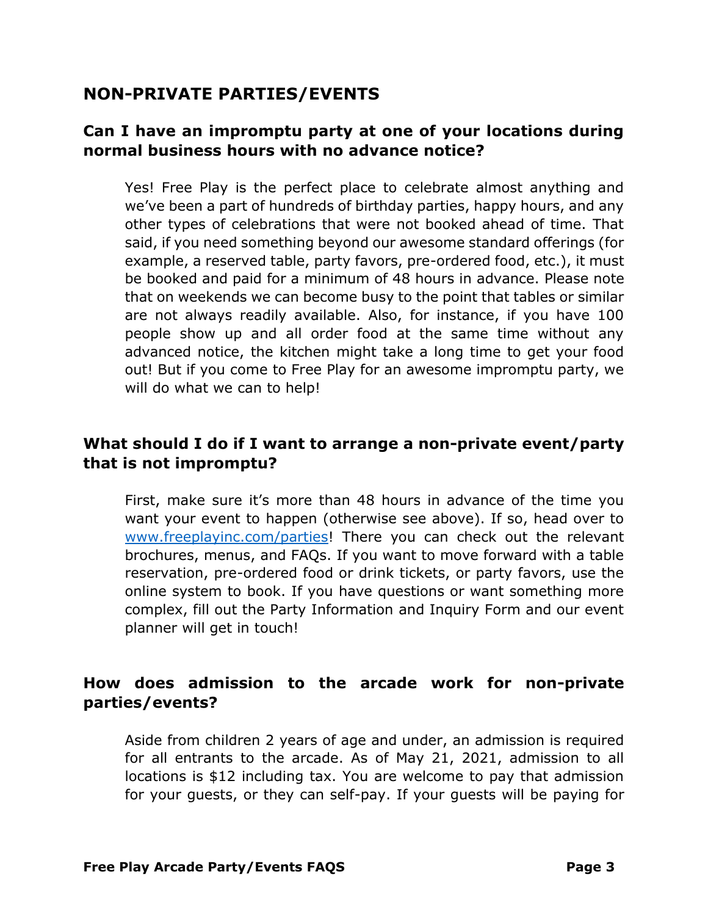## NON-PRIVATE PARTIES/EVENTS

### Can I have an impromptu party at one of your locations during normal business hours with no advance notice?

Yes! Free Play is the perfect place to celebrate almost anything and we've been a part of hundreds of birthday parties, happy hours, and any other types of celebrations that were not booked ahead of time. That said, if you need something beyond our awesome standard offerings (for example, a reserved table, party favors, pre-ordered food, etc.), it must be booked and paid for a minimum of 48 hours in advance. Please note that on weekends we can become busy to the point that tables or similar are not always readily available. Also, for instance, if you have 100 people show up and all order food at the same time without any advanced notice, the kitchen might take a long time to get your food out! But if you come to Free Play for an awesome impromptu party, we will do what we can to help!

### What should I do if I want to arrange a non-private event/party that is not impromptu?

First, make sure it's more than 48 hours in advance of the time you want your event to happen (otherwise see above). If so, head over to [www.freeplayinc.com/parties](http://www.freeplayinc.com/parties)! There you can check out the relevant brochures, menus, and FAQs. If you want to move forward with a table reservation, pre-ordered food or drink tickets, or party favors, use the online system to book. If you have questions or want something more complex, fill out the Party Information and Inquiry Form and our event planner will get in touch!

### How does admission to the arcade work for non-private parties/events?

Aside from children 2 years of age and under, an admission is required for all entrants to the arcade. As of May 21, 2021, admission to all locations is $12 including tax. You are welcome to pay that admission for your guests, or they can self-pay. If your guests will be paying for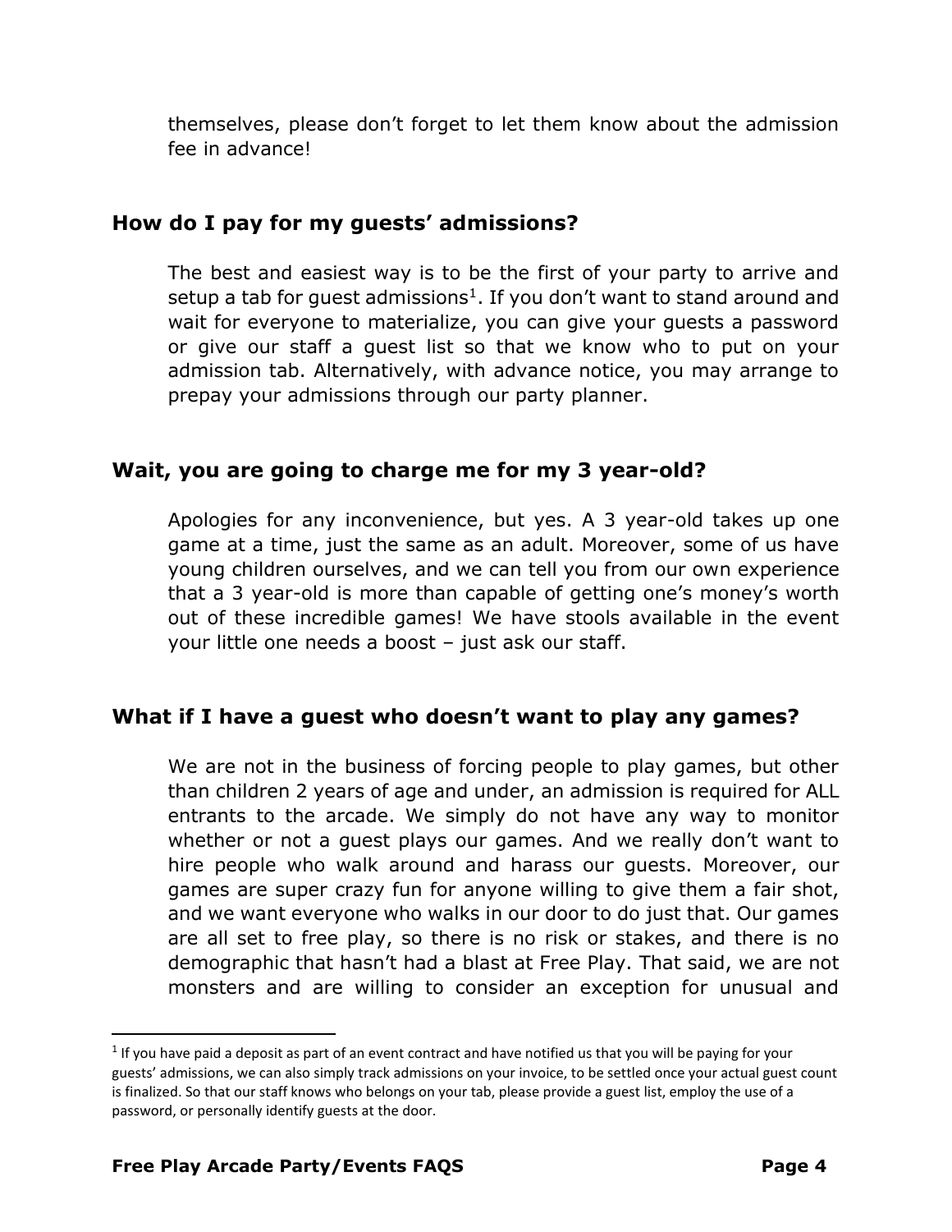themselves, please don't forget to let them know about the admission fee in advance!

### How do I pay for my guests' admissions?

The best and easiest way is to be the first of your party to arrive and setup a tab for guest admissions[1]. If you don't want to stand around and wait for everyone to materialize, you can give your guests a password or give our staff a guest list so that we know who to put on your admission tab. Alternatively, with advance notice, you may arrange to prepay your admissions through our party planner.

### Wait, you are going to charge me for my 3 year-old?

Apologies for any inconvenience, but yes. A 3 year-old takes up one game at a time, just the same as an adult. Moreover, some of us have young children ourselves, and we can tell you from our own experience that a 3 year-old is more than capable of getting one's money's worth out of these incredible games! We have stools available in the event your little one needs a boost – just ask our staff.

### What if I have a guest who doesn't want to play any games?

We are not in the business of forcing people to play games, but other than children 2 years of age and under, an admission is required for ALL entrants to the arcade. We simply do not have any way to monitor whether or not a guest plays our games. And we really don't want to hire people who walk around and harass our guests. Moreover, our games are super crazy fun for anyone willing to give them a fair shot, and we want everyone who walks in our door to do just that. Our games are all set to free play, so there is no risk or stakes, and there is no demographic that hasn't had a blast at Free Play. That said, we are not monsters and are willing to consider an exception for unusual and

---

[1] If you have paid a deposit as part of an event contract and have notified us that you will be paying for your guests' admissions, we can also simply track admissions on your invoice, to be settled once your actual guest count is finalized. So that our staff knows who belongs on your tab, please provide a guest list, employ the use of a password, or personally identify guests at the door.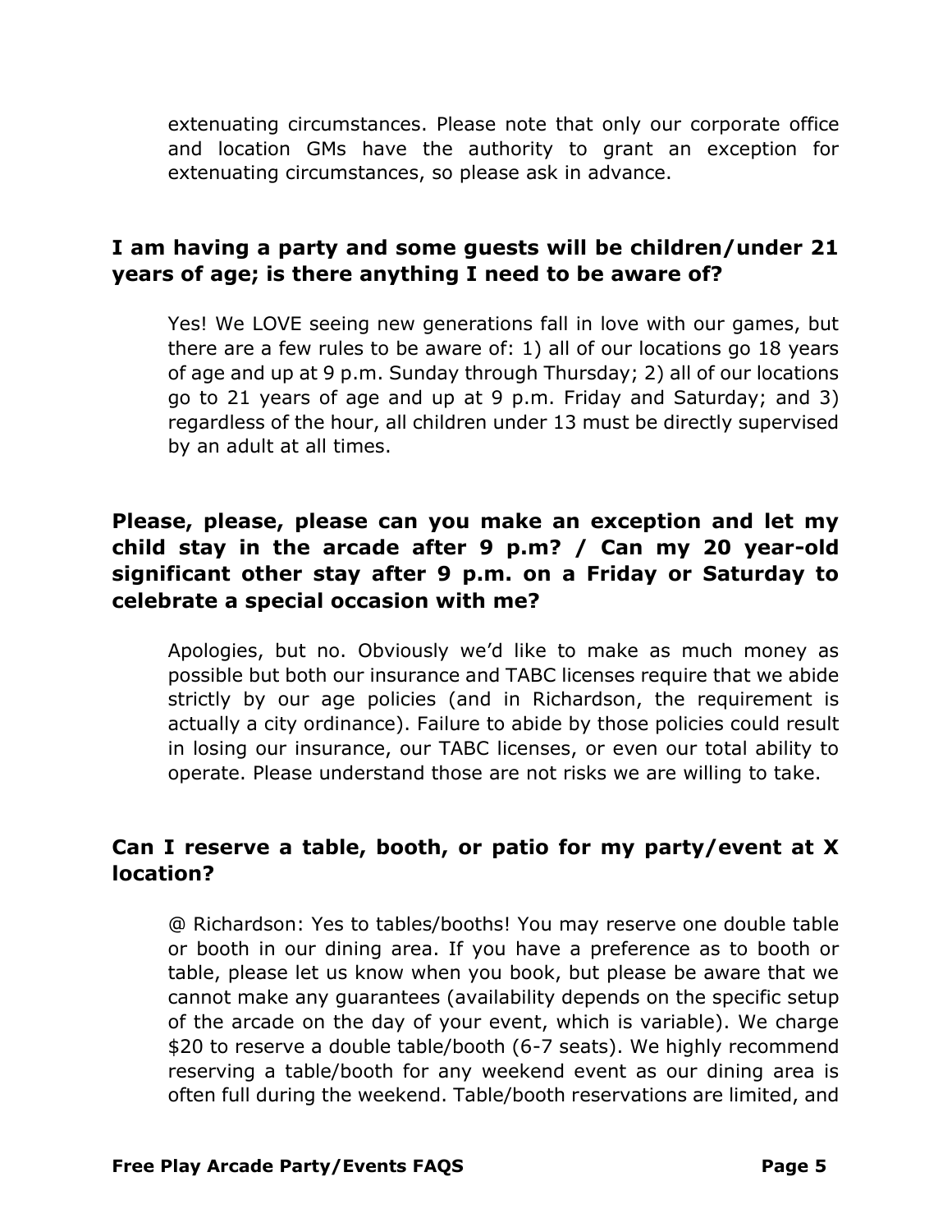extenuating circumstances. Please note that only our corporate office and location GMs have the authority to grant an exception for extenuating circumstances, so please ask in advance.

### I am having a party and some guests will be children/under 21 years of age; is there anything I need to be aware of?

Yes! We LOVE seeing new generations fall in love with our games, but there are a few rules to be aware of: 1) all of our locations go 18 years of age and up at 9 p.m. Sunday through Thursday; 2) all of our locations go to 21 years of age and up at 9 p.m. Friday and Saturday; and 3) regardless of the hour, all children under 13 must be directly supervised by an adult at all times.

### Please, please, please can you make an exception and let my child stay in the arcade after 9 p.m? / Can my 20 year-old significant other stay after 9 p.m. on a Friday or Saturday to celebrate a special occasion with me?

Apologies, but no. Obviously we'd like to make as much money as possible but both our insurance and TABC licenses require that we abide strictly by our age policies (and in Richardson, the requirement is actually a city ordinance). Failure to abide by those policies could result in losing our insurance, our TABC licenses, or even our total ability to operate. Please understand those are not risks we are willing to take.

### Can I reserve a table, booth, or patio for my party/event at X location?

@ Richardson: Yes to tables/booths! You may reserve one double table or booth in our dining area. If you have a preference as to booth or table, please let us know when you book, but please be aware that we cannot make any guarantees (availability depends on the specific setup of the arcade on the day of your event, which is variable). We charge $20 to reserve a double table/booth (6-7 seats). We highly recommend reserving a table/booth for any weekend event as our dining area is often full during the weekend. Table/booth reservations are limited, and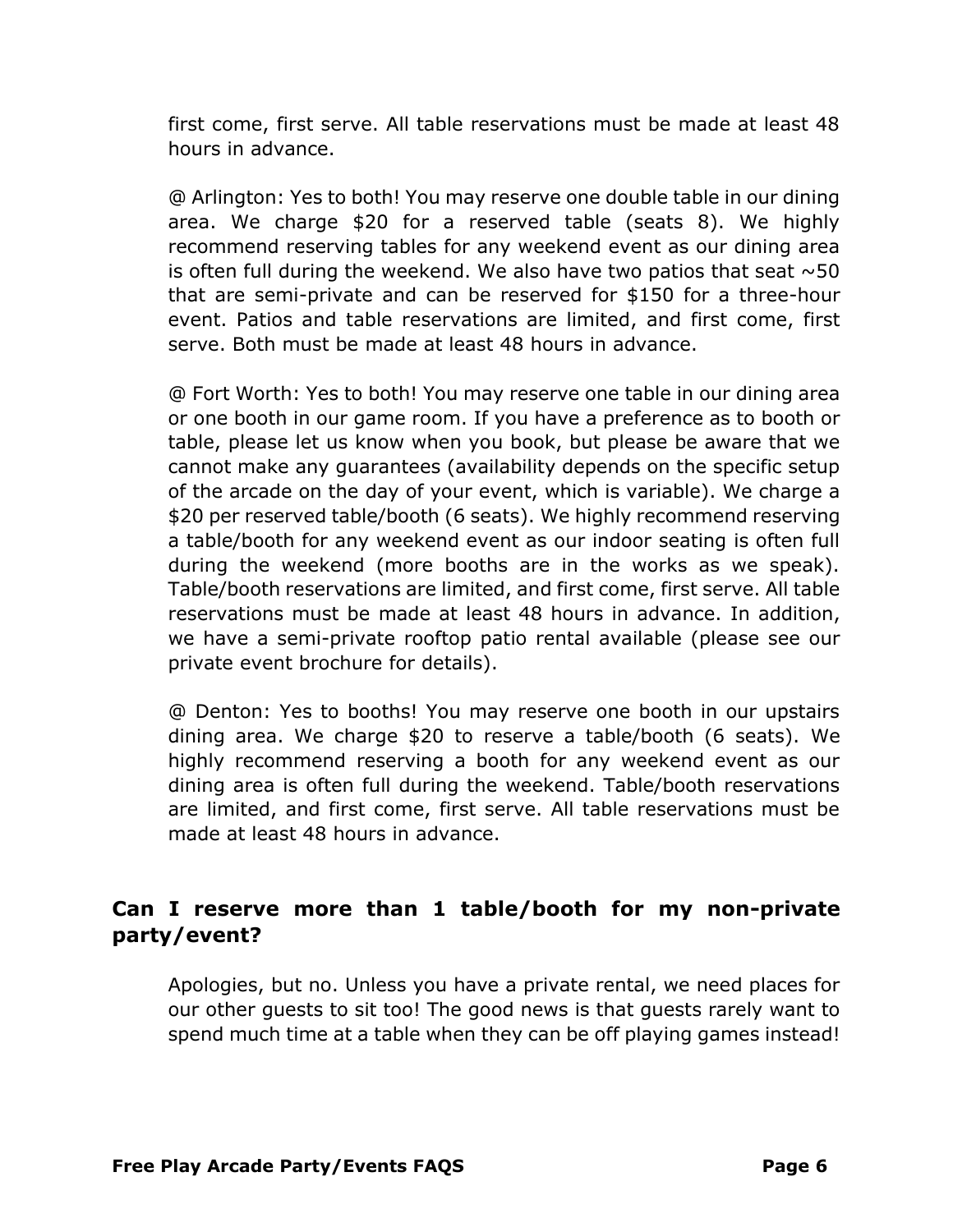first come, first serve. All table reservations must be made at least 48 hours in advance.

@ Arlington: Yes to both! You may reserve one double table in our dining area. We charge $20 for a reserved table (seats 8). We highly recommend reserving tables for any weekend event as our dining area is often full during the weekend. We also have two patios that seat ~50 that are semi-private and can be reserved for $150 for a three-hour event. Patios and table reservations are limited, and first come, first serve. Both must be made at least 48 hours in advance.

@ Fort Worth: Yes to both! You may reserve one table in our dining area or one booth in our game room. If you have a preference as to booth or table, please let us know when you book, but please be aware that we cannot make any guarantees (availability depends on the specific setup of the arcade on the day of your event, which is variable). We charge a $20 per reserved table/booth (6 seats). We highly recommend reserving a table/booth for any weekend event as our indoor seating is often full during the weekend (more booths are in the works as we speak). Table/booth reservations are limited, and first come, first serve. All table reservations must be made at least 48 hours in advance. In addition, we have a semi-private rooftop patio rental available (please see our private event brochure for details).

@ Denton: Yes to booths! You may reserve one booth in our upstairs dining area. We charge $20 to reserve a table/booth (6 seats). We highly recommend reserving a booth for any weekend event as our dining area is often full during the weekend. Table/booth reservations are limited, and first come, first serve. All table reservations must be made at least 48 hours in advance.

### Can I reserve more than 1 table/booth for my non-private party/event?

Apologies, but no. Unless you have a private rental, we need places for our other guests to sit too! The good news is that guests rarely want to spend much time at a table when they can be off playing games instead!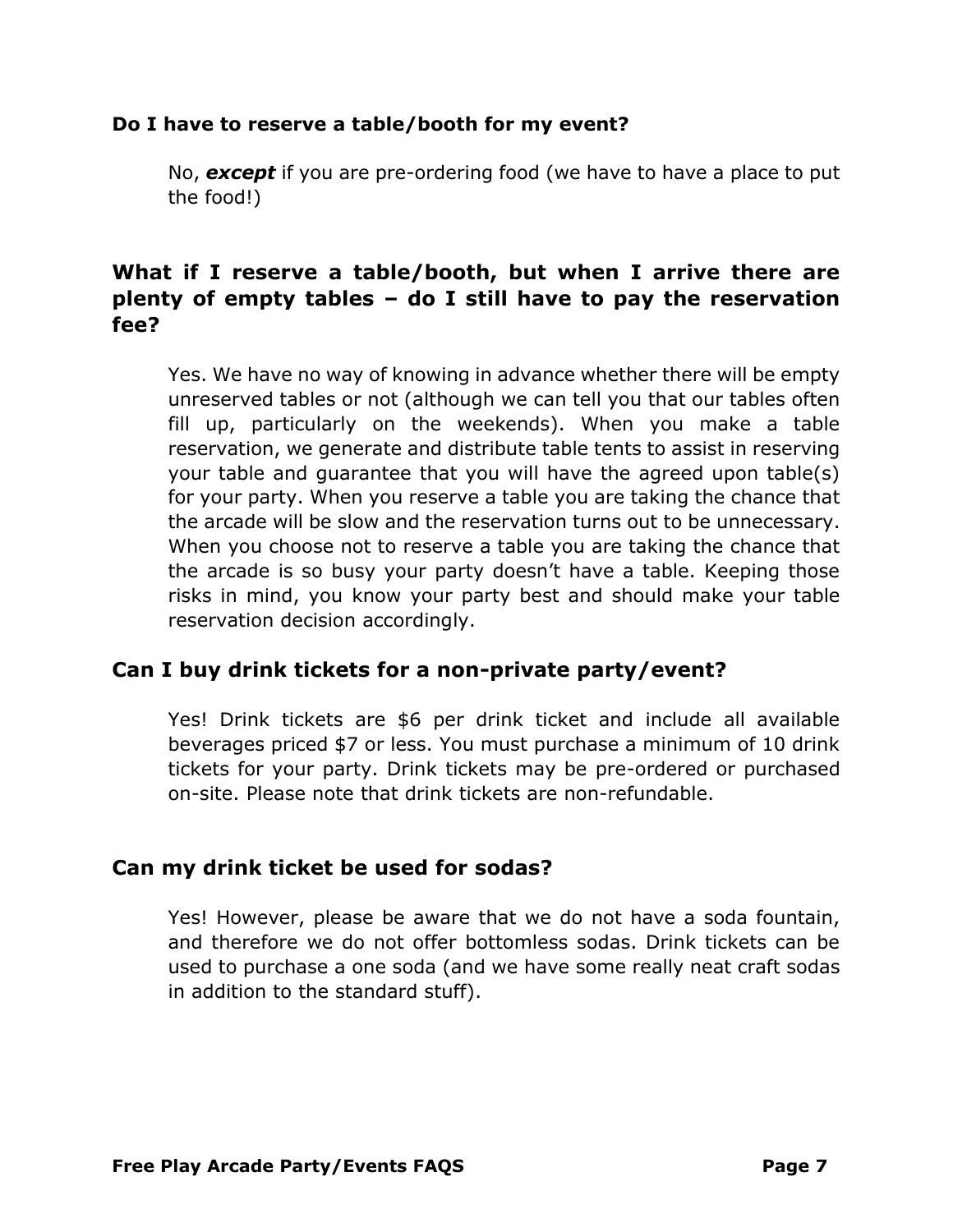### Do I have to reserve a table/booth for my event?

No, ***except*** if you are pre-ordering food (we have to have a place to put the food!)

## What if I reserve a table/booth, but when I arrive there are plenty of empty tables – do I still have to pay the reservation fee?

Yes. We have no way of knowing in advance whether there will be empty unreserved tables or not (although we can tell you that our tables often fill up, particularly on the weekends). When you make a table reservation, we generate and distribute table tents to assist in reserving your table and guarantee that you will have the agreed upon table(s) for your party. When you reserve a table you are taking the chance that the arcade will be slow and the reservation turns out to be unnecessary. When you choose not to reserve a table you are taking the chance that the arcade is so busy your party doesn't have a table. Keeping those risks in mind, you know your party best and should make your table reservation decision accordingly.

## Can I buy drink tickets for a non-private party/event?

Yes! Drink tickets are $6 per drink ticket and include all available beverages priced $7 or less. You must purchase a minimum of 10 drink tickets for your party. Drink tickets may be pre-ordered or purchased on-site. Please note that drink tickets are non-refundable.

## Can my drink ticket be used for sodas?

Yes! However, please be aware that we do not have a soda fountain, and therefore we do not offer bottomless sodas. Drink tickets can be used to purchase a one soda (and we have some really neat craft sodas in addition to the standard stuff).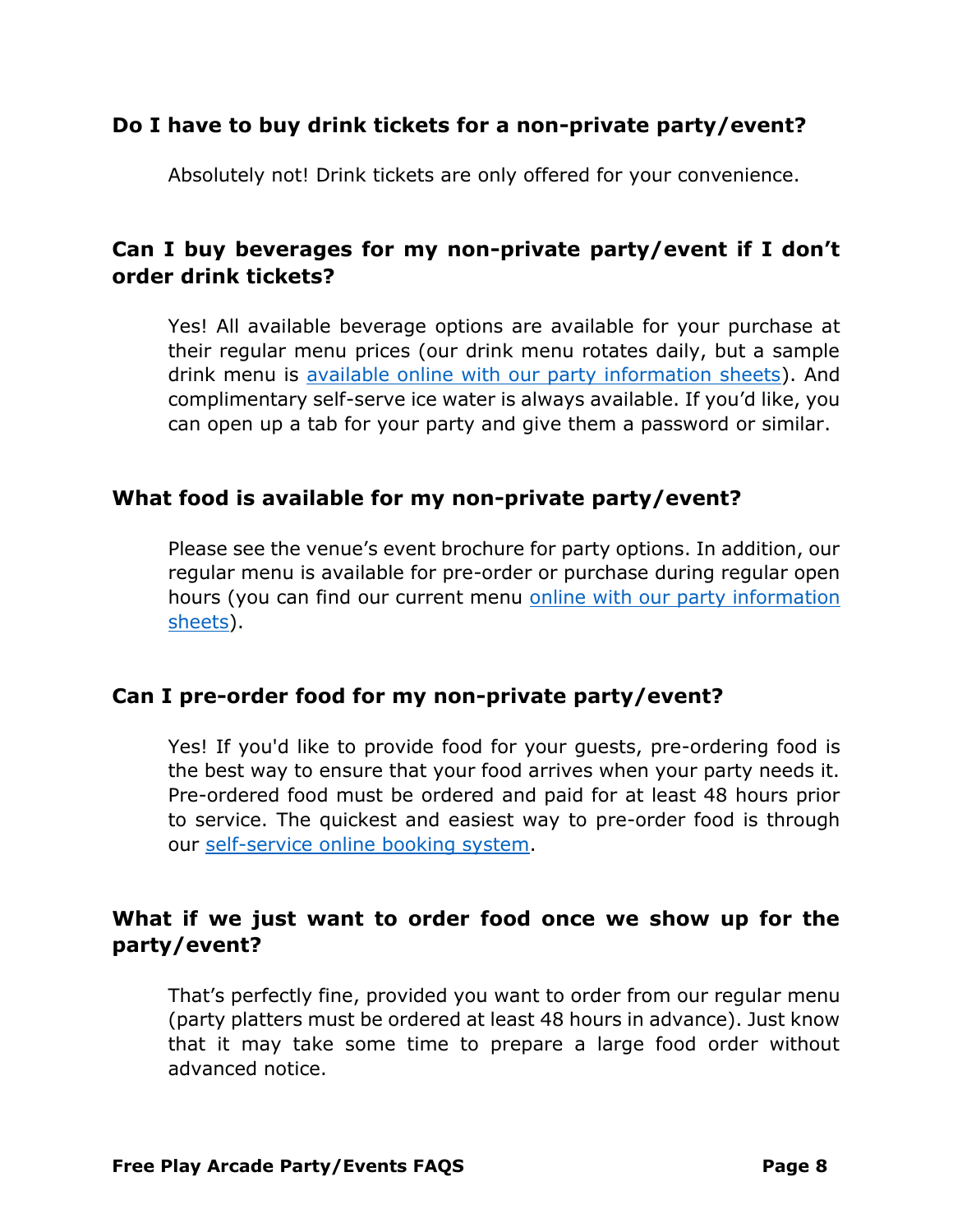### Do I have to buy drink tickets for a non-private party/event?

Absolutely not! Drink tickets are only offered for your convenience.

### Can I buy beverages for my non-private party/event if I don't order drink tickets?

Yes! All available beverage options are available for your purchase at their regular menu prices (our drink menu rotates daily, but a sample drink menu is [available online with our party information sheets]). And complimentary self-serve ice water is always available. If you'd like, you can open up a tab for your party and give them a password or similar.

### What food is available for my non-private party/event?

Please see the venue's event brochure for party options. In addition, our regular menu is available for pre-order or purchase during regular open hours (you can find our current menu [online with our party information sheets]).

### Can I pre-order food for my non-private party/event?

Yes! If you'd like to provide food for your guests, pre-ordering food is the best way to ensure that your food arrives when your party needs it. Pre-ordered food must be ordered and paid for at least 48 hours prior to service. The quickest and easiest way to pre-order food is through our [self-service online booking system].

### What if we just want to order food once we show up for the party/event?

That's perfectly fine, provided you want to order from our regular menu (party platters must be ordered at least 48 hours in advance). Just know that it may take some time to prepare a large food order without advanced notice.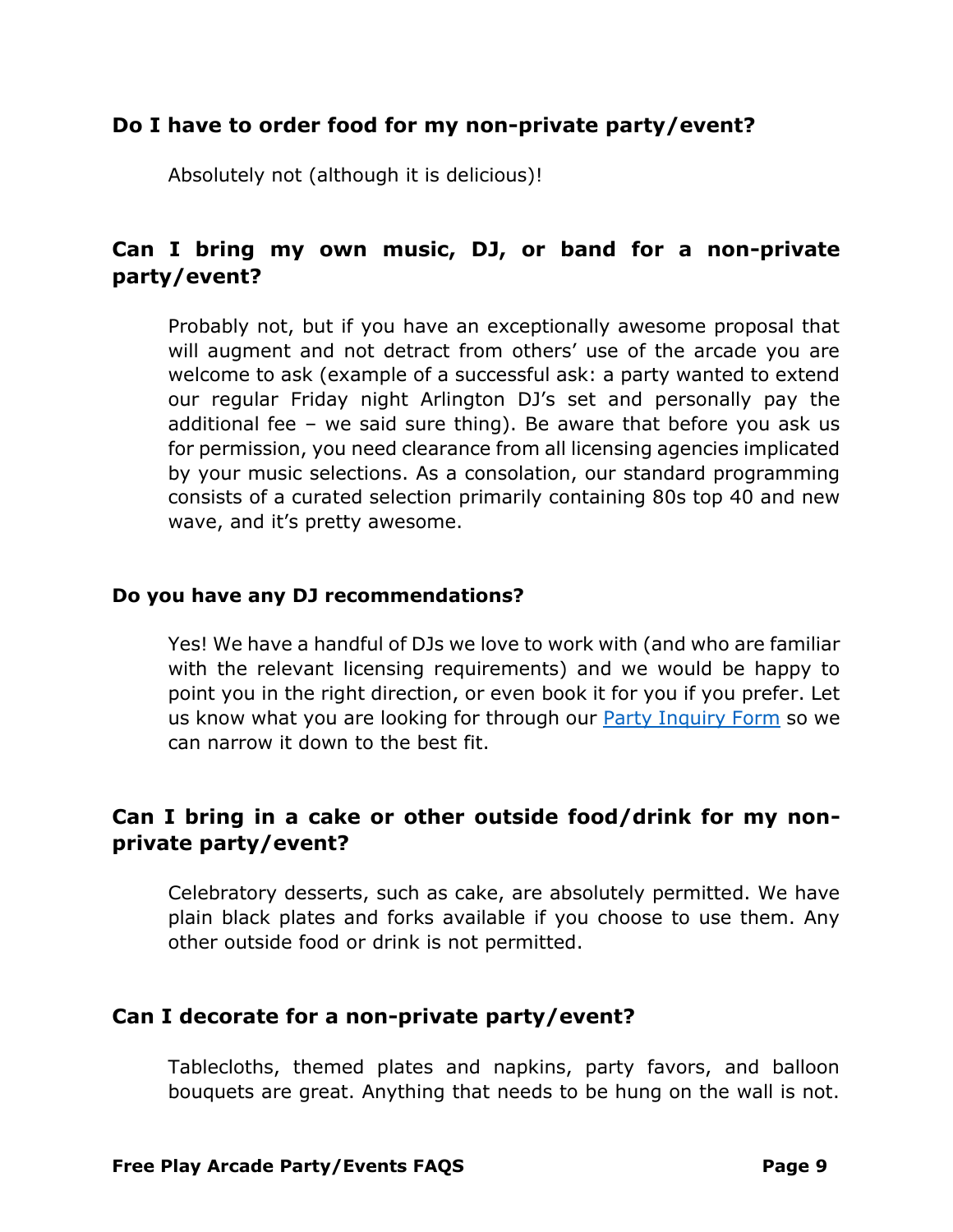### Do I have to order food for my non-private party/event?

Absolutely not (although it is delicious)!

### Can I bring my own music, DJ, or band for a non-private party/event?

Probably not, but if you have an exceptionally awesome proposal that will augment and not detract from others' use of the arcade you are welcome to ask (example of a successful ask: a party wanted to extend our regular Friday night Arlington DJ's set and personally pay the additional fee – we said sure thing). Be aware that before you ask us for permission, you need clearance from all licensing agencies implicated by your music selections. As a consolation, our standard programming consists of a curated selection primarily containing 80s top 40 and new wave, and it's pretty awesome.

#### Do you have any DJ recommendations?

Yes! We have a handful of DJs we love to work with (and who are familiar with the relevant licensing requirements) and we would be happy to point you in the right direction, or even book it for you if you prefer. Let us know what you are looking for through our [Party Inquiry Form]() so we can narrow it down to the best fit.

### Can I bring in a cake or other outside food/drink for my non-private party/event?

Celebratory desserts, such as cake, are absolutely permitted. We have plain black plates and forks available if you choose to use them. Any other outside food or drink is not permitted.

### Can I decorate for a non-private party/event?

Tablecloths, themed plates and napkins, party favors, and balloon bouquets are great. Anything that needs to be hung on the wall is not.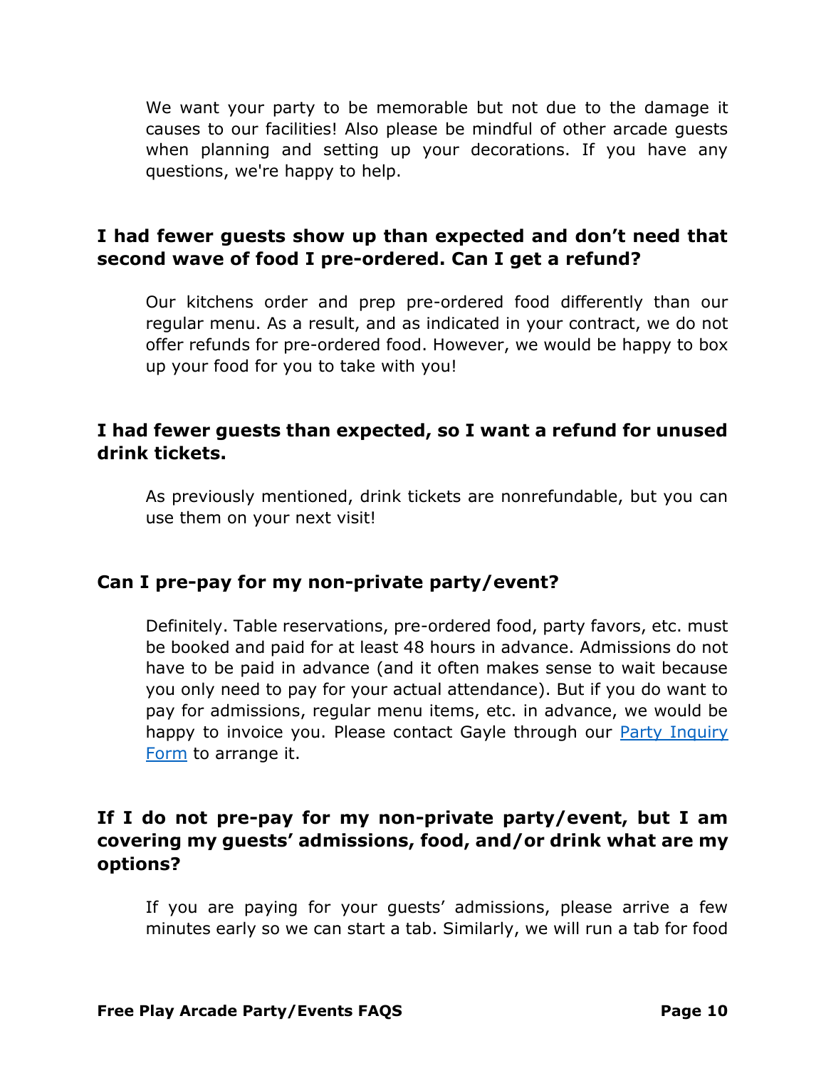We want your party to be memorable but not due to the damage it causes to our facilities! Also please be mindful of other arcade guests when planning and setting up your decorations. If you have any questions, we're happy to help.

## I had fewer guests show up than expected and don't need that second wave of food I pre-ordered. Can I get a refund?

Our kitchens order and prep pre-ordered food differently than our regular menu. As a result, and as indicated in your contract, we do not offer refunds for pre-ordered food. However, we would be happy to box up your food for you to take with you!

## I had fewer guests than expected, so I want a refund for unused drink tickets.

As previously mentioned, drink tickets are nonrefundable, but you can use them on your next visit!

## Can I pre-pay for my non-private party/event?

Definitely. Table reservations, pre-ordered food, party favors, etc. must be booked and paid for at least 48 hours in advance. Admissions do not have to be paid in advance (and it often makes sense to wait because you only need to pay for your actual attendance). But if you do want to pay for admissions, regular menu items, etc. in advance, we would be happy to invoice you. Please contact Gayle through our [Party Inquiry Form]() to arrange it.

## If I do not pre-pay for my non-private party/event, but I am covering my guests' admissions, food, and/or drink what are my options?

If you are paying for your guests' admissions, please arrive a few minutes early so we can start a tab. Similarly, we will run a tab for food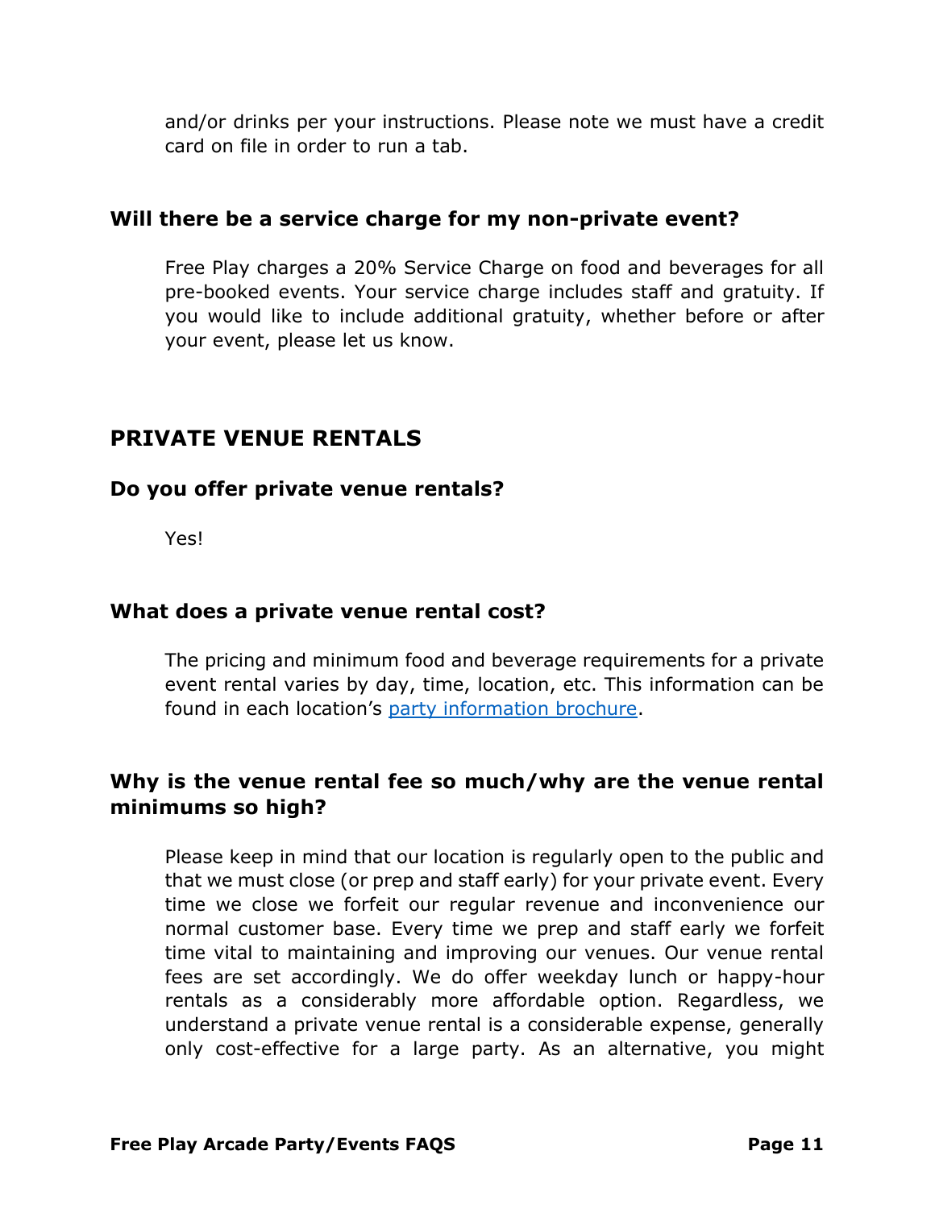and/or drinks per your instructions. Please note we must have a credit card on file in order to run a tab.

### Will there be a service charge for my non-private event?

Free Play charges a 20% Service Charge on food and beverages for all pre-booked events. Your service charge includes staff and gratuity. If you would like to include additional gratuity, whether before or after your event, please let us know.

## PRIVATE VENUE RENTALS

### Do you offer private venue rentals?

Yes!

### What does a private venue rental cost?

The pricing and minimum food and beverage requirements for a private event rental varies by day, time, location, etc. This information can be found in each location's party information brochure.

### Why is the venue rental fee so much/why are the venue rental minimums so high?

Please keep in mind that our location is regularly open to the public and that we must close (or prep and staff early) for your private event. Every time we close we forfeit our regular revenue and inconvenience our normal customer base. Every time we prep and staff early we forfeit time vital to maintaining and improving our venues. Our venue rental fees are set accordingly. We do offer weekday lunch or happy-hour rentals as a considerably more affordable option. Regardless, we understand a private venue rental is a considerable expense, generally only cost-effective for a large party. As an alternative, you might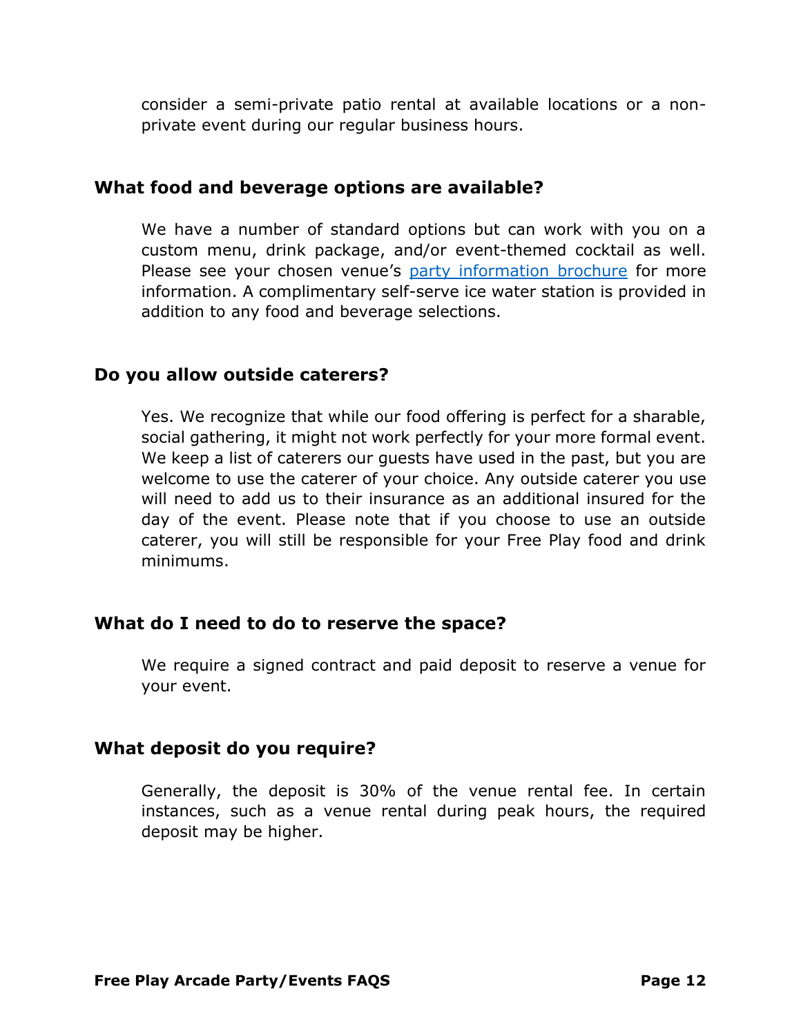consider a semi-private patio rental at available locations or a non-private event during our regular business hours.

### What food and beverage options are available?

We have a number of standard options but can work with you on a custom menu, drink package, and/or event-themed cocktail as well. Please see your chosen venue's party information brochure for more information. A complimentary self-serve ice water station is provided in addition to any food and beverage selections.

### Do you allow outside caterers?

Yes. We recognize that while our food offering is perfect for a sharable, social gathering, it might not work perfectly for your more formal event. We keep a list of caterers our guests have used in the past, but you are welcome to use the caterer of your choice. Any outside caterer you use will need to add us to their insurance as an additional insured for the day of the event. Please note that if you choose to use an outside caterer, you will still be responsible for your Free Play food and drink minimums.

### What do I need to do to reserve the space?

We require a signed contract and paid deposit to reserve a venue for your event.

### What deposit do you require?

Generally, the deposit is 30% of the venue rental fee. In certain instances, such as a venue rental during peak hours, the required deposit may be higher.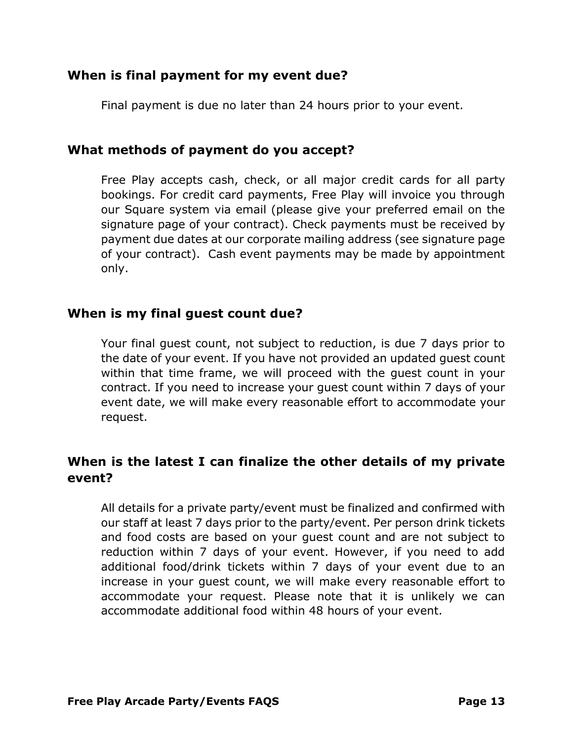### When is final payment for my event due?

Final payment is due no later than 24 hours prior to your event.

### What methods of payment do you accept?

Free Play accepts cash, check, or all major credit cards for all party bookings. For credit card payments, Free Play will invoice you through our Square system via email (please give your preferred email on the signature page of your contract). Check payments must be received by payment due dates at our corporate mailing address (see signature page of your contract). Cash event payments may be made by appointment only.

### When is my final guest count due?

Your final guest count, not subject to reduction, is due 7 days prior to the date of your event. If you have not provided an updated guest count within that time frame, we will proceed with the guest count in your contract. If you need to increase your guest count within 7 days of your event date, we will make every reasonable effort to accommodate your request.

### When is the latest I can finalize the other details of my private event?

All details for a private party/event must be finalized and confirmed with our staff at least 7 days prior to the party/event. Per person drink tickets and food costs are based on your guest count and are not subject to reduction within 7 days of your event. However, if you need to add additional food/drink tickets within 7 days of your event due to an increase in your guest count, we will make every reasonable effort to accommodate your request. Please note that it is unlikely we can accommodate additional food within 48 hours of your event.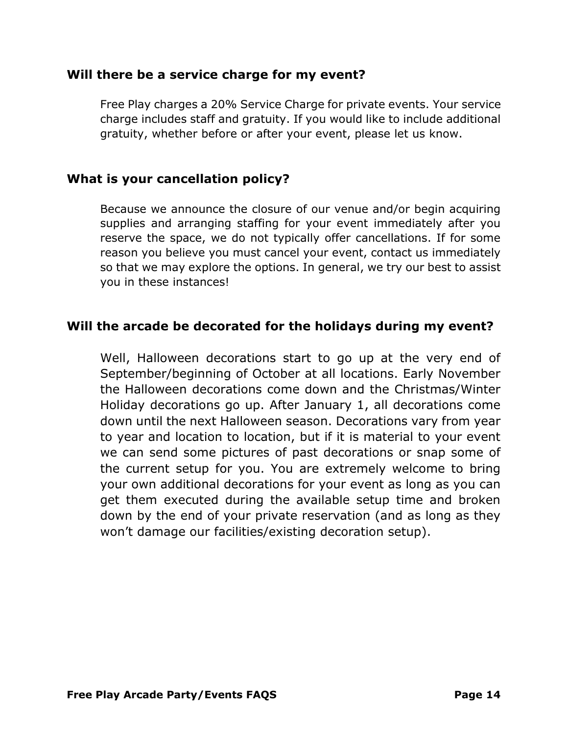### Will there be a service charge for my event?

Free Play charges a 20% Service Charge for private events. Your service charge includes staff and gratuity. If you would like to include additional gratuity, whether before or after your event, please let us know.

### What is your cancellation policy?

Because we announce the closure of our venue and/or begin acquiring supplies and arranging staffing for your event immediately after you reserve the space, we do not typically offer cancellations. If for some reason you believe you must cancel your event, contact us immediately so that we may explore the options. In general, we try our best to assist you in these instances!

### Will the arcade be decorated for the holidays during my event?

Well, Halloween decorations start to go up at the very end of September/beginning of October at all locations. Early November the Halloween decorations come down and the Christmas/Winter Holiday decorations go up. After January 1, all decorations come down until the next Halloween season. Decorations vary from year to year and location to location, but if it is material to your event we can send some pictures of past decorations or snap some of the current setup for you. You are extremely welcome to bring your own additional decorations for your event as long as you can get them executed during the available setup time and broken down by the end of your private reservation (and as long as they won't damage our facilities/existing decoration setup).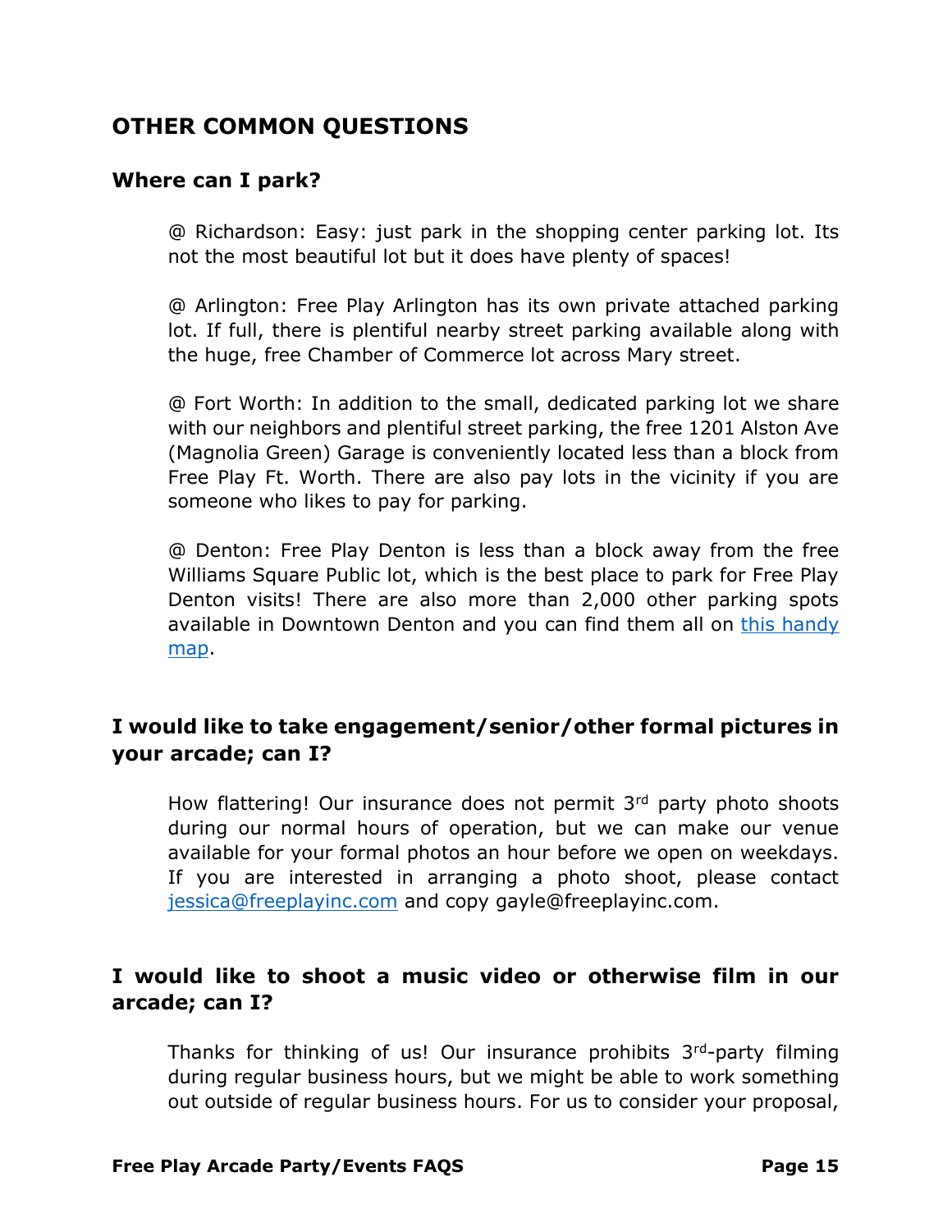## OTHER COMMON QUESTIONS

### Where can I park?

@ Richardson: Easy: just park in the shopping center parking lot. Its not the most beautiful lot but it does have plenty of spaces!

@ Arlington: Free Play Arlington has its own private attached parking lot. If full, there is plentiful nearby street parking available along with the huge, free Chamber of Commerce lot across Mary street.

@ Fort Worth: In addition to the small, dedicated parking lot we share with our neighbors and plentiful street parking, the free 1201 Alston Ave (Magnolia Green) Garage is conveniently located less than a block from Free Play Ft. Worth. There are also pay lots in the vicinity if you are someone who likes to pay for parking.

@ Denton: Free Play Denton is less than a block away from the free Williams Square Public lot, which is the best place to park for Free Play Denton visits! There are also more than 2,000 other parking spots available in Downtown Denton and you can find them all on this handy map.

### I would like to take engagement/senior/other formal pictures in your arcade; can I?

How flattering! Our insurance does not permit 3rd party photo shoots during our normal hours of operation, but we can make our venue available for your formal photos an hour before we open on weekdays. If you are interested in arranging a photo shoot, please contact jessica@freeplayinc.com and copy gayle@freeplayinc.com.

### I would like to shoot a music video or otherwise film in our arcade; can I?

Thanks for thinking of us! Our insurance prohibits 3rd-party filming during regular business hours, but we might be able to work something out outside of regular business hours. For us to consider your proposal,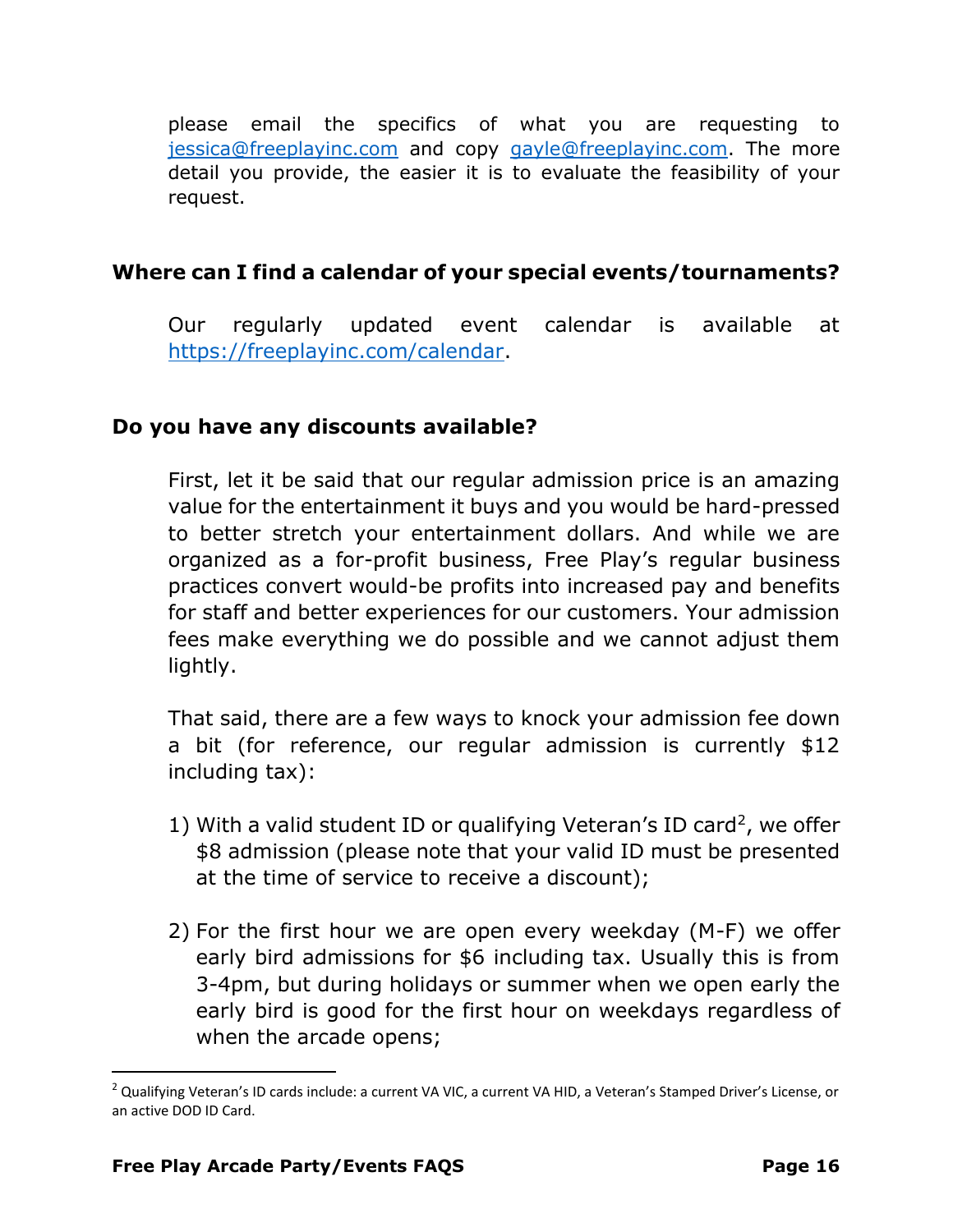please email the specifics of what you are requesting to jessica@freeplayinc.com and copy gayle@freeplayinc.com. The more detail you provide, the easier it is to evaluate the feasibility of your request.

### Where can I find a calendar of your special events/tournaments?

Our regularly updated event calendar is available at https://freeplayinc.com/calendar.

### Do you have any discounts available?

First, let it be said that our regular admission price is an amazing value for the entertainment it buys and you would be hard-pressed to better stretch your entertainment dollars. And while we are organized as a for-profit business, Free Play's regular business practices convert would-be profits into increased pay and benefits for staff and better experiences for our customers. Your admission fees make everything we do possible and we cannot adjust them lightly.

That said, there are a few ways to knock your admission fee down a bit (for reference, our regular admission is currently $12 including tax):

1) With a valid student ID or qualifying Veteran's ID card[2], we offer $8 admission (please note that your valid ID must be presented at the time of service to receive a discount);

2) For the first hour we are open every weekday (M-F) we offer early bird admissions for $6 including tax. Usually this is from 3-4pm, but during holidays or summer when we open early the early bird is good for the first hour on weekdays regardless of when the arcade opens;

---

[2] Qualifying Veteran's ID cards include: a current VA VIC, a current VA HID, a Veteran's Stamped Driver's License, or an active DOD ID Card.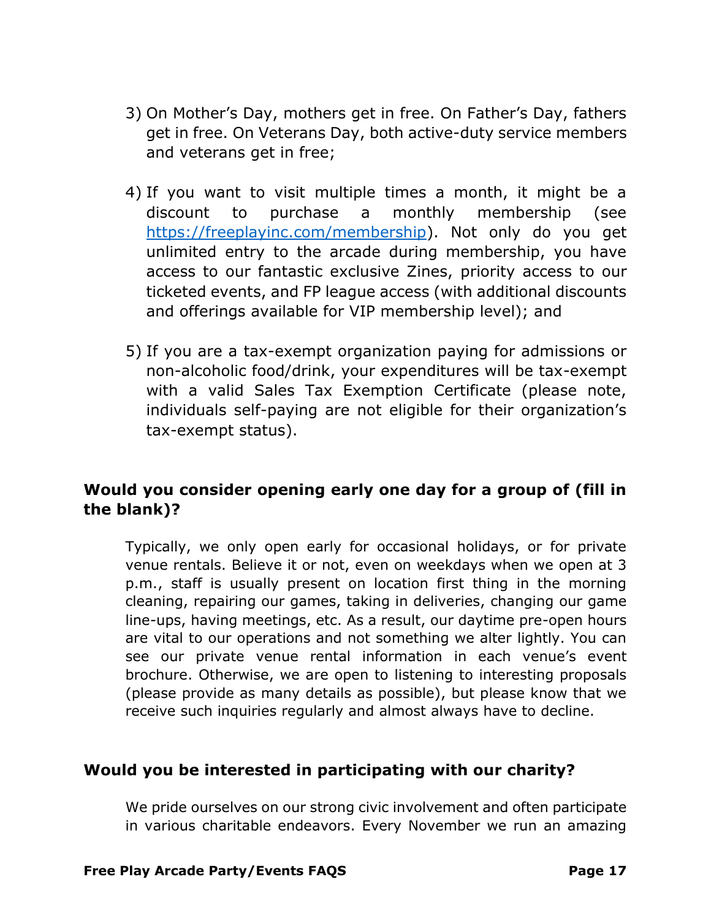3) On Mother's Day, mothers get in free. On Father's Day, fathers get in free. On Veterans Day, both active-duty service members and veterans get in free;

4) If you want to visit multiple times a month, it might be a discount to purchase a monthly membership (see [https://freeplayinc.com/membership](https://freeplayinc.com/membership)). Not only do you get unlimited entry to the arcade during membership, you have access to our fantastic exclusive Zines, priority access to our ticketed events, and FP league access (with additional discounts and offerings available for VIP membership level); and

5) If you are a tax-exempt organization paying for admissions or non-alcoholic food/drink, your expenditures will be tax-exempt with a valid Sales Tax Exemption Certificate (please note, individuals self-paying are not eligible for their organization's tax-exempt status).

### Would you consider opening early one day for a group of (fill in the blank)?

Typically, we only open early for occasional holidays, or for private venue rentals. Believe it or not, even on weekdays when we open at 3 p.m., staff is usually present on location first thing in the morning cleaning, repairing our games, taking in deliveries, changing our game line-ups, having meetings, etc. As a result, our daytime pre-open hours are vital to our operations and not something we alter lightly. You can see our private venue rental information in each venue's event brochure. Otherwise, we are open to listening to interesting proposals (please provide as many details as possible), but please know that we receive such inquiries regularly and almost always have to decline.

### Would you be interested in participating with our charity?

We pride ourselves on our strong civic involvement and often participate in various charitable endeavors. Every November we run an amazing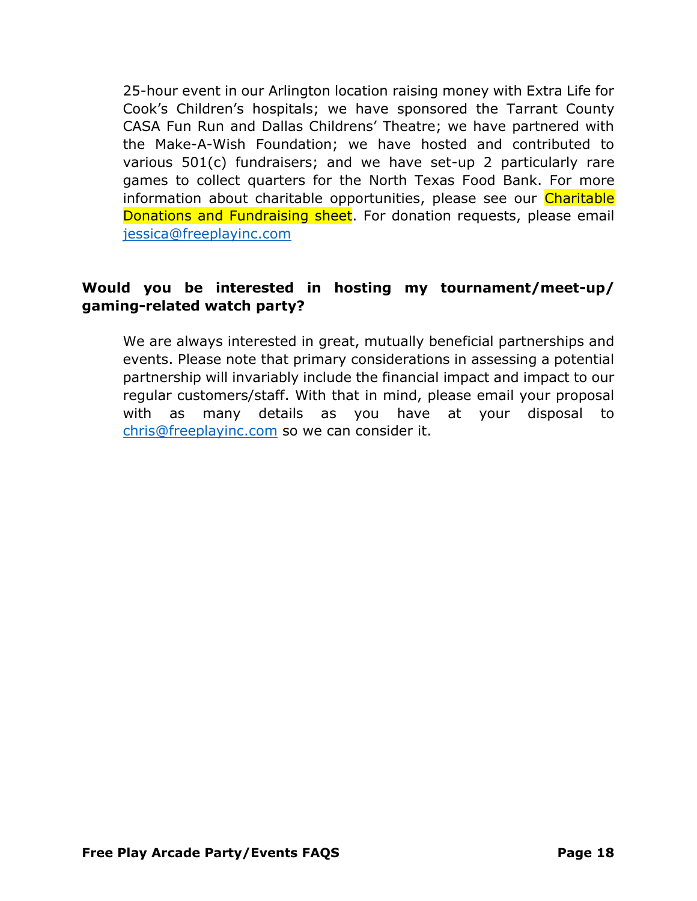25-hour event in our Arlington location raising money with Extra Life for Cook's Children's hospitals; we have sponsored the Tarrant County CASA Fun Run and Dallas Childrens' Theatre; we have partnered with the Make-A-Wish Foundation; we have hosted and contributed to various 501(c) fundraisers; and we have set-up 2 particularly rare games to collect quarters for the North Texas Food Bank. For more information about charitable opportunities, please see our Charitable Donations and Fundraising sheet. For donation requests, please email jessica@freeplayinc.com

**Would you be interested in hosting my tournament/meet-up/ gaming-related watch party?**

We are always interested in great, mutually beneficial partnerships and events. Please note that primary considerations in assessing a potential partnership will invariably include the financial impact and impact to our regular customers/staff. With that in mind, please email your proposal with as many details as you have at your disposal to chris@freeplayinc.com so we can consider it.